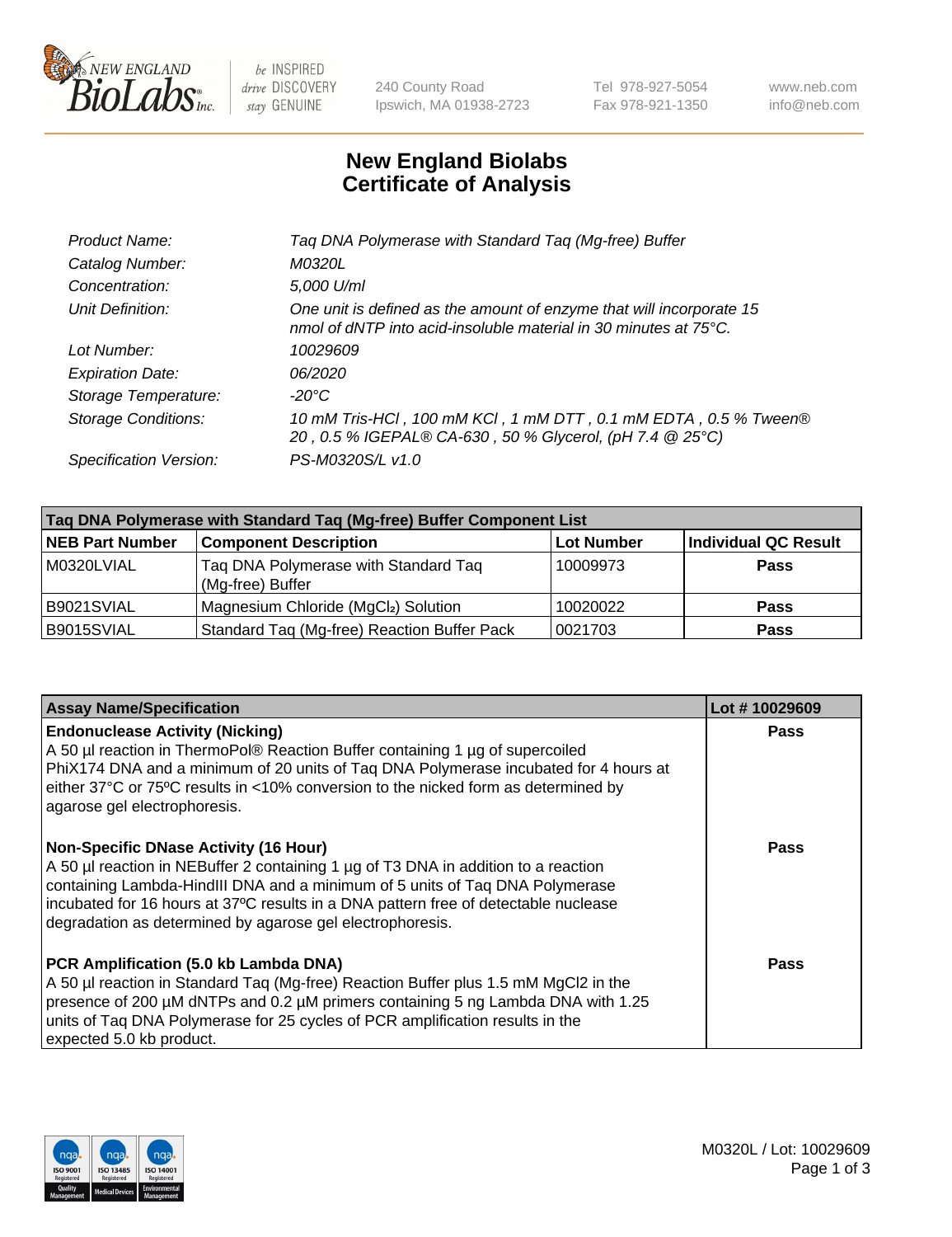New England BioLabs Inc. — be INSPIRED drive DISCOVERY stay GENUINE

240 County Road
Ipswich, MA 01938-2723

Tel 978-927-5054
Fax 978-921-1350

www.neb.com
info@neb.com

# New England Biolabs Certificate of Analysis

| | |
|---|---|
| *Product Name:* | *Taq DNA Polymerase with Standard Taq (Mg-free) Buffer* |
| *Catalog Number:* | *M0320L* |
| *Concentration:* | *5,000 U/ml* |
| *Unit Definition:* | *One unit is defined as the amount of enzyme that will incorporate 15 nmol of dNTP into acid-insoluble material in 30 minutes at 75°C.* |
| *Lot Number:* | *10029609* |
| *Expiration Date:* | *06/2020* |
| *Storage Temperature:* | *-20°C* |
| *Storage Conditions:* | *10 mM Tris-HCl , 100 mM KCl , 1 mM DTT , 0.1 mM EDTA , 0.5 % Tween® 20 , 0.5 % IGEPAL® CA-630 , 50 % Glycerol, (pH 7.4 @ 25°C)* |
| *Specification Version:* | *PS-M0320S/L v1.0* |

| **Taq DNA Polymerase with Standard Taq (Mg-free) Buffer Component List** | | | |
|---|---|---|---|
| **NEB Part Number** | **Component Description** | **Lot Number** | **Individual QC Result** |
| M0320LVIAL | Taq DNA Polymerase with Standard Taq (Mg-free) Buffer | 10009973 | **Pass** |
| B9021SVIAL | Magnesium Chloride ($MgCl_2$) Solution | 10020022 | **Pass** |
| B9015SVIAL | Standard Taq (Mg-free) Reaction Buffer Pack | 0021703 | **Pass** |

| **Assay Name/Specification** | **Lot # 10029609** |
|---|---|
| **Endonuclease Activity (Nicking)** A 50 µl reaction in ThermoPol® Reaction Buffer containing 1 µg of supercoiled PhiX174 DNA and a minimum of 20 units of Taq DNA Polymerase incubated for 4 hours at either 37°C or 75ºC results in <10% conversion to the nicked form as determined by agarose gel electrophoresis. | **Pass** |
| **Non-Specific DNase Activity (16 Hour)** A 50 µl reaction in NEBuffer 2 containing 1 µg of T3 DNA in addition to a reaction containing Lambda-HindIII DNA and a minimum of 5 units of Taq DNA Polymerase incubated for 16 hours at 37ºC results in a DNA pattern free of detectable nuclease degradation as determined by agarose gel electrophoresis. | **Pass** |
| **PCR Amplification (5.0 kb Lambda DNA)** A 50 µl reaction in Standard Taq (Mg-free) Reaction Buffer plus 1.5 mM $MgCl_2$ in the presence of 200 µM dNTPs and 0.2 µM primers containing 5 ng Lambda DNA with 1.25 units of Taq DNA Polymerase for 25 cycles of PCR amplification results in the expected 5.0 kb product. | **Pass** |

M0320L / Lot: 10029609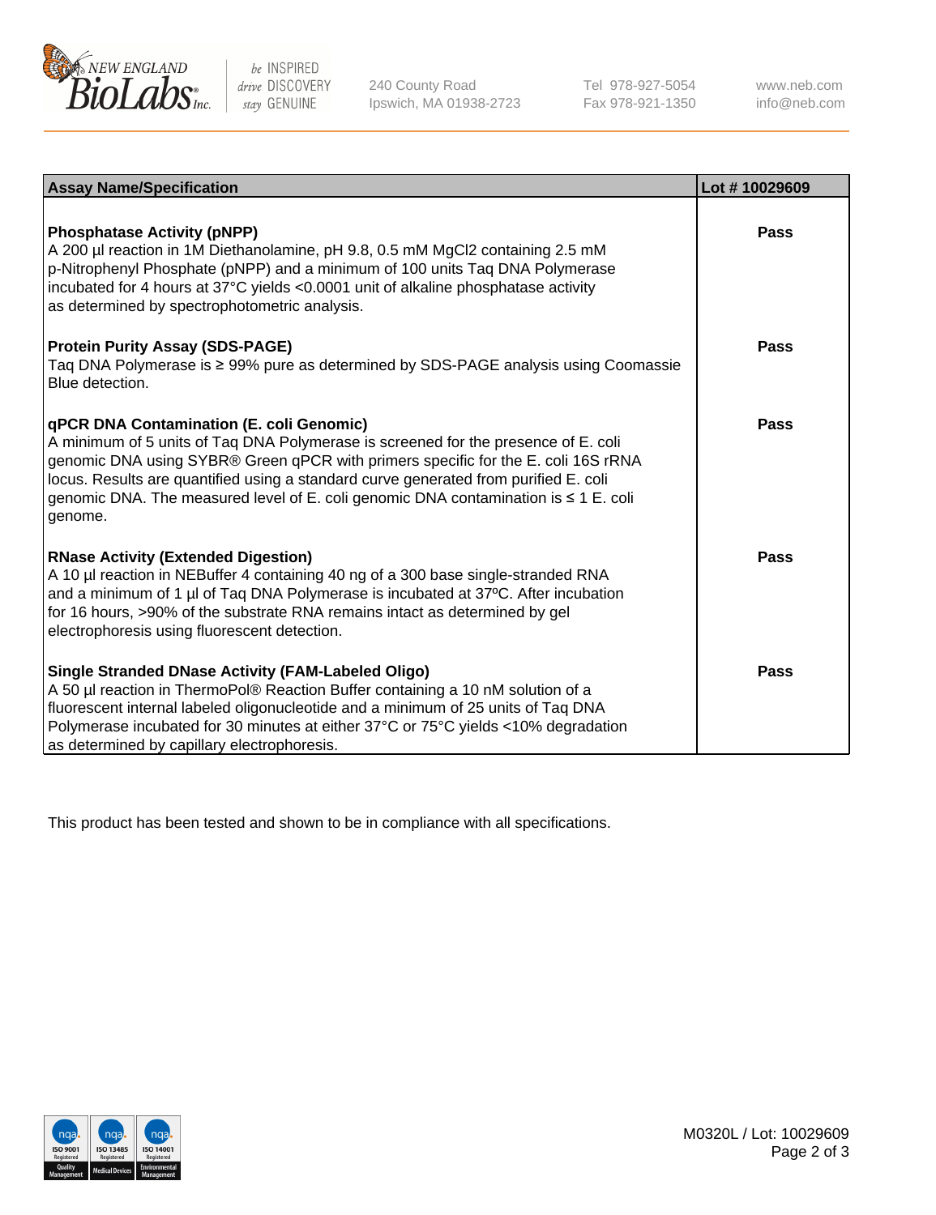| Assay Name/Specification | Lot # 10029609 |
| --- | --- |
| **Phosphatase Activity (pNPP)**<br>A 200 µl reaction in 1M Diethanolamine, pH 9.8, 0.5 mM $MgCl_2$ containing 2.5 mM p-Nitrophenyl Phosphate (pNPP) and a minimum of 100 units Taq DNA Polymerase incubated for 4 hours at 37°C yields <0.0001 unit of alkaline phosphatase activity as determined by spectrophotometric analysis. | **Pass** |
| **Protein Purity Assay (SDS-PAGE)**<br>Taq DNA Polymerase is ≥ 99% pure as determined by SDS-PAGE analysis using Coomassie Blue detection. | **Pass** |
| **qPCR DNA Contamination (E. coli Genomic)**<br>A minimum of 5 units of Taq DNA Polymerase is screened for the presence of E. coli genomic DNA using SYBR® Green qPCR with primers specific for the E. coli 16S rRNA locus. Results are quantified using a standard curve generated from purified E. coli genomic DNA. The measured level of E. coli genomic DNA contamination is ≤ 1 E. coli genome. | **Pass** |
| **RNase Activity (Extended Digestion)**<br>A 10 µl reaction in NEBuffer 4 containing 40 ng of a 300 base single-stranded RNA and a minimum of 1 µl of Taq DNA Polymerase is incubated at 37ºC. After incubation for 16 hours, >90% of the substrate RNA remains intact as determined by gel electrophoresis using fluorescent detection. | **Pass** |
| **Single Stranded DNase Activity (FAM-Labeled Oligo)**<br>A 50 µl reaction in ThermoPol® Reaction Buffer containing a 10 nM solution of a fluorescent internal labeled oligonucleotide and a minimum of 25 units of Taq DNA Polymerase incubated for 30 minutes at either 37°C or 75°C yields <10% degradation as determined by capillary electrophoresis. | **Pass** |

This product has been tested and shown to be in compliance with all specifications.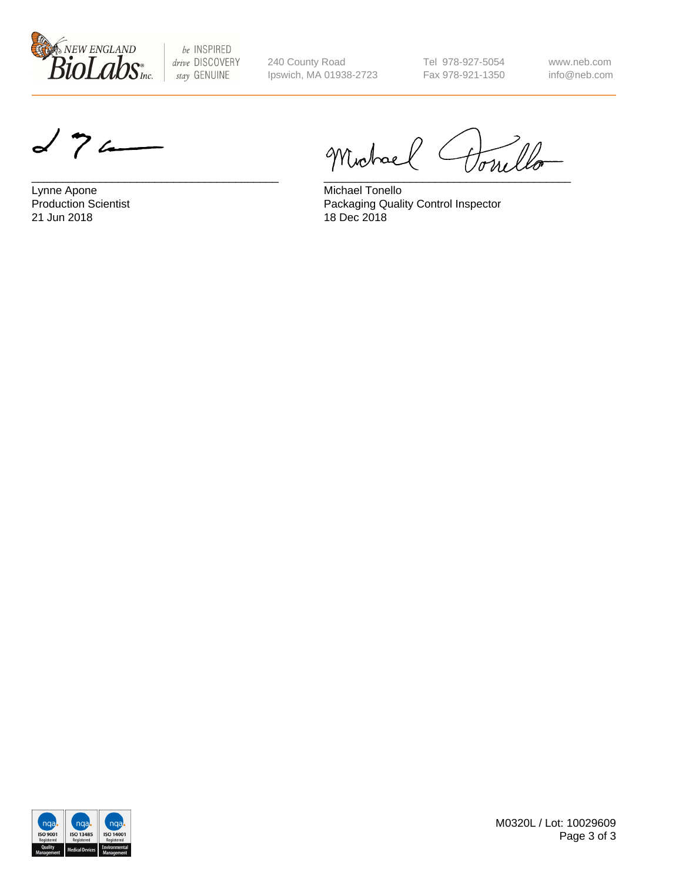Lynne Apone
Production Scientist
21 Jun 2018

Michael Tonello
Packaging Quality Control Inspector
18 Dec 2018